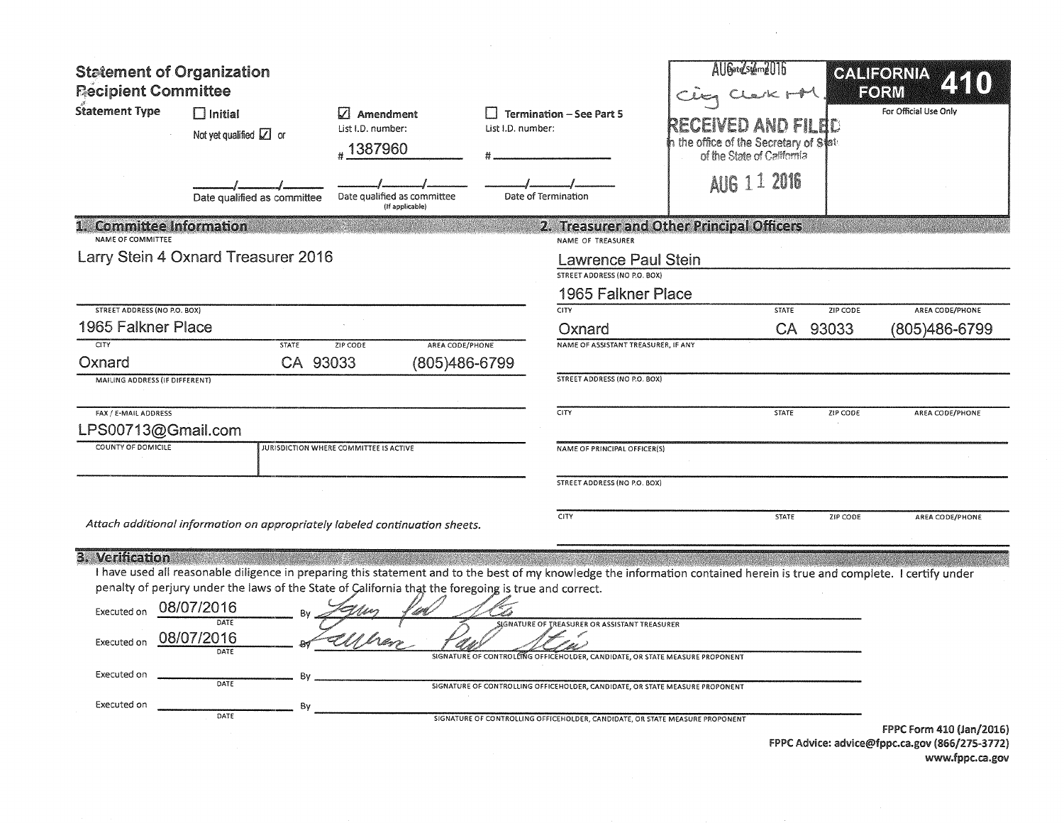# Statement of Organization Recipient Committee

**CALIFORNIA FORM 410**

For Official Use Only

AUG 22 2016 (Date Stamp)
City Clerk

RECEIVED AND FILED
in the office of the Secretary of State of the State of California
AUG 11 2016

**Statement Type**

- ☐ Initial — Not yet qualified ☑ or ____/____/____ Date qualified as committee
- ☑ Amendment — List I.D. number: # 1387960 — ____/____/____ Date qualified as committee (If applicable)
- ☐ Termination – See Part 5 — List I.D. number: # ________ — ____/____/____ Date of Termination

## 1. Committee Information

NAME OF COMMITTEE
Larry Stein 4 Oxnard Treasurer 2016

| STREET ADDRESS (NO P.O. BOX) | | | |
|---|---|---|---|
| 1965 Falkner Place | | | |
| CITY | STATE | ZIP CODE | AREA CODE/PHONE |
| Oxnard | CA | 93033 | (805)486-6799 |

MAILING ADDRESS (IF DIFFERENT)

FAX / E-MAIL ADDRESS
LPS00713@Gmail.com

| COUNTY OF DOMICILE | JURISDICTION WHERE COMMITTEE IS ACTIVE |
|---|---|
| | |

*Attach additional information on appropriately labeled continuation sheets.*

## 2. Treasurer and Other Principal Officers

NAME OF TREASURER
Lawrence Paul Stein

| STREET ADDRESS (NO P.O. BOX) | | | |
|---|---|---|---|
| 1965 Falkner Place | | | |
| CITY | STATE | ZIP CODE | AREA CODE/PHONE |
| Oxnard | CA | 93033 | (805)486-6799 |

NAME OF ASSISTANT TREASURER, IF ANY

| STREET ADDRESS (NO P.O. BOX) | | | |
|---|---|---|---|
| CITY | STATE | ZIP CODE | AREA CODE/PHONE |
| | | | |

NAME OF PRINCIPAL OFFICER(S)

| STREET ADDRESS (NO P.O. BOX) | | | |
|---|---|---|---|
| CITY | STATE | ZIP CODE | AREA CODE/PHONE |
| | | | |

## 3. Verification

I have used all reasonable diligence in preparing this statement and to the best of my knowledge the information contained herein is true and complete. I certify under penalty of perjury under the laws of the State of California that the foregoing is true and correct.

Executed on 08/07/2016 (DATE) By [signature] — SIGNATURE OF TREASURER OR ASSISTANT TREASURER

Executed on 08/07/2016 (DATE) By [signature] — SIGNATURE OF CONTROLLING OFFICEHOLDER, CANDIDATE, OR STATE MEASURE PROPONENT

Executed on ________ (DATE) By ________ — SIGNATURE OF CONTROLLING OFFICEHOLDER, CANDIDATE, OR STATE MEASURE PROPONENT

Executed on ________ (DATE) By ________ — SIGNATURE OF CONTROLLING OFFICEHOLDER, CANDIDATE, OR STATE MEASURE PROPONENT

FPPC Form 410 (Jan/2016)
FPPC Advice: advice@fppc.ca.gov (866/275-3772)
www.fppc.ca.gov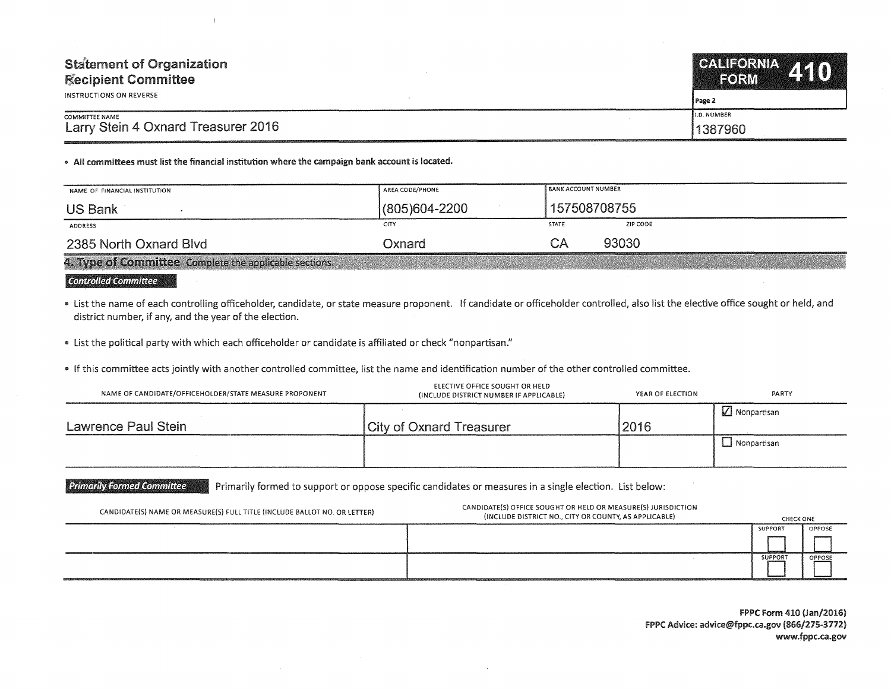# Statement of Organization
# Recipient Committee

INSTRUCTIONS ON REVERSE

**CALIFORNIA FORM 410**

Page 2

| COMMITTEE NAME | I.D. NUMBER |
|---|---|
| Larry Stein 4 Oxnard Treasurer 2016 | 1387960 |

- **All committees must list the financial institution where the campaign bank account is located.**

| NAME OF FINANCIAL INSTITUTION | AREA CODE/PHONE | BANK ACCOUNT NUMBER | |
|---|---|---|---|
| US Bank | (805)604-2200 | 157508708755 | |
| **ADDRESS** | **CITY** | **STATE** | **ZIP CODE** |
| 2385 North Oxnard Blvd | Oxnard | CA | 93030 |

## 4. Type of Committee Complete the applicable sections.

### *Controlled Committee*

- List the name of each controlling officeholder, candidate, or state measure proponent. If candidate or officeholder controlled, also list the elective office sought or held, and district number, if any, and the year of the election.
- List the political party with which each officeholder or candidate is affiliated or check "nonpartisan."
- If this committee acts jointly with another controlled committee, list the name and identification number of the other controlled committee.

| NAME OF CANDIDATE/OFFICEHOLDER/STATE MEASURE PROPONENT | ELECTIVE OFFICE SOUGHT OR HELD (INCLUDE DISTRICT NUMBER IF APPLICABLE) | YEAR OF ELECTION | PARTY |
|---|---|---|---|
| Lawrence Paul Stein | City of Oxnard Treasurer | 2016 | ☑ Nonpartisan |
| | | | ☐ Nonpartisan |

### *Primarily Formed Committee*

Primarily formed to support or oppose specific candidates or measures in a single election. List below:

| CANDIDATE(S) NAME OR MEASURE(S) FULL TITLE (INCLUDE BALLOT NO. OR LETTER) | CANDIDATE(S) OFFICE SOUGHT OR HELD OR MEASURE(S) JURISDICTION (INCLUDE DISTRICT NO., CITY OR COUNTY, AS APPLICABLE) | CHECK ONE: SUPPORT | OPPOSE |
|---|---|---|---|
| | | ☐ | ☐ |
| | | ☐ | ☐ |

FPPC Form 410 (Jan/2016)
FPPC Advice: advice@fppc.ca.gov (866/275-3772)
www.fppc.ca.gov